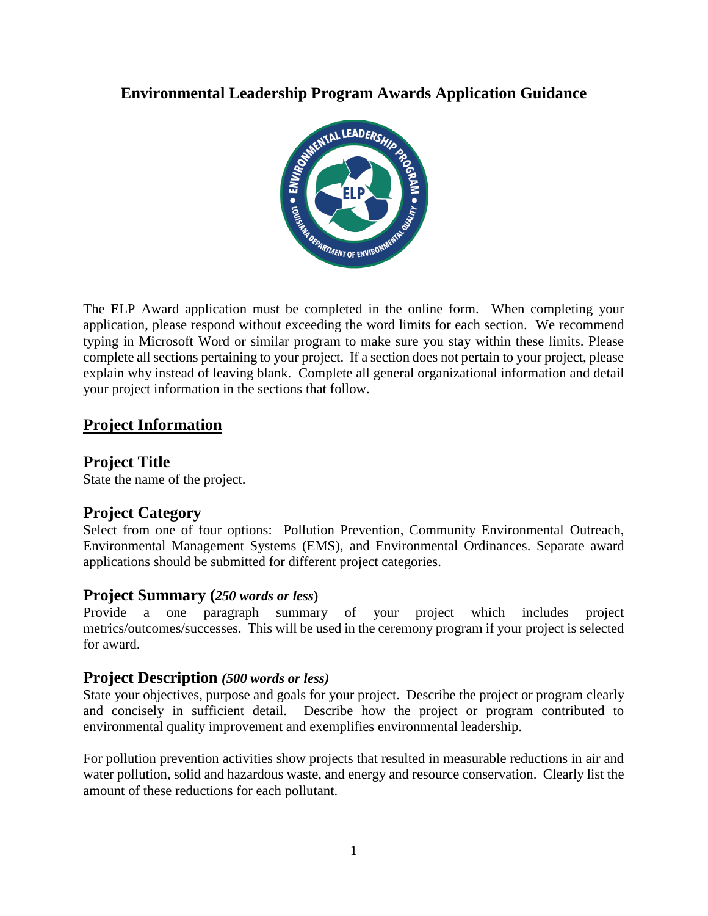# Environmental Leadership Program Awards Application Guidance

The ELP Award application must be completed in the online form. When completing your application, please respond without exceeding the word limits for each section. We recommend typing in Microsoft Word or similar program to make sure you stay within these limits. Please complete all sections pertaining to your project. If a section does not pertain to your project, please explain why instead of leaving blank. Complete all general organizational information and detail your project information in the sections that follow.

## Project Information

### Project Title

State the name of the project.

### Project Category

Select from one of four options: Pollution Prevention, Community Environmental Outreach, Environmental Management Systems (EMS), and Environmental Ordinances. Separate award applications should be submitted for different project categories.

### Project Summary (*250 words or less*)

Provide a one paragraph summary of your project which includes project metrics/outcomes/successes. This will be used in the ceremony program if your project is selected for award.

### Project Description *(500 words or less)*

State your objectives, purpose and goals for your project. Describe the project or program clearly and concisely in sufficient detail. Describe how the project or program contributed to environmental quality improvement and exemplifies environmental leadership.

For pollution prevention activities show projects that resulted in measurable reductions in air and water pollution, solid and hazardous waste, and energy and resource conservation. Clearly list the amount of these reductions for each pollutant.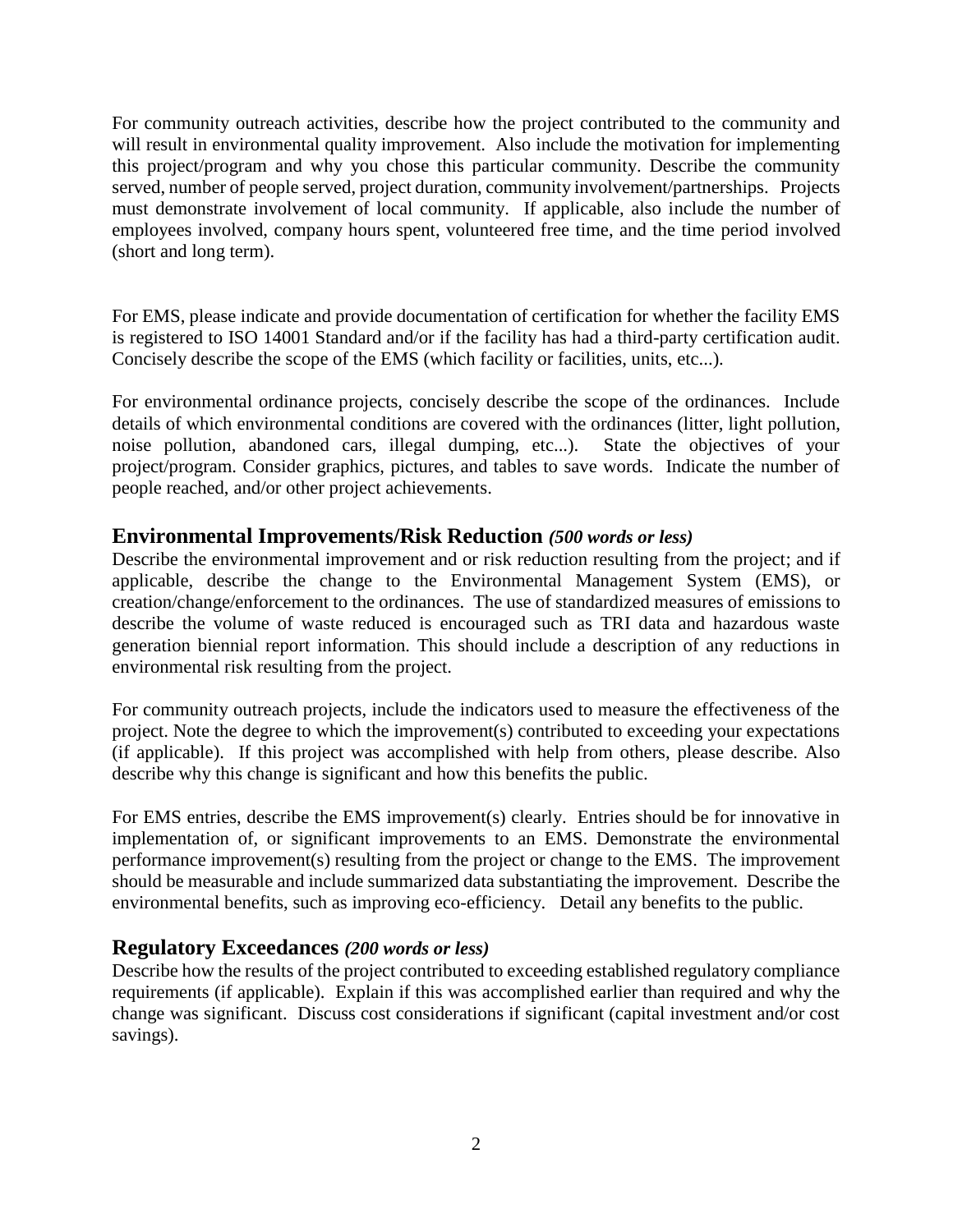For community outreach activities, describe how the project contributed to the community and will result in environmental quality improvement. Also include the motivation for implementing this project/program and why you chose this particular community. Describe the community served, number of people served, project duration, community involvement/partnerships. Projects must demonstrate involvement of local community. If applicable, also include the number of employees involved, company hours spent, volunteered free time, and the time period involved (short and long term).

For EMS, please indicate and provide documentation of certification for whether the facility EMS is registered to ISO 14001 Standard and/or if the facility has had a third-party certification audit. Concisely describe the scope of the EMS (which facility or facilities, units, etc...).

For environmental ordinance projects, concisely describe the scope of the ordinances. Include details of which environmental conditions are covered with the ordinances (litter, light pollution, noise pollution, abandoned cars, illegal dumping, etc...). State the objectives of your project/program. Consider graphics, pictures, and tables to save words. Indicate the number of people reached, and/or other project achievements.

## Environmental Improvements/Risk Reduction *(500 words or less)*

Describe the environmental improvement and or risk reduction resulting from the project; and if applicable, describe the change to the Environmental Management System (EMS), or creation/change/enforcement to the ordinances. The use of standardized measures of emissions to describe the volume of waste reduced is encouraged such as TRI data and hazardous waste generation biennial report information. This should include a description of any reductions in environmental risk resulting from the project.

For community outreach projects, include the indicators used to measure the effectiveness of the project. Note the degree to which the improvement(s) contributed to exceeding your expectations (if applicable). If this project was accomplished with help from others, please describe. Also describe why this change is significant and how this benefits the public.

For EMS entries, describe the EMS improvement(s) clearly. Entries should be for innovative in implementation of, or significant improvements to an EMS. Demonstrate the environmental performance improvement(s) resulting from the project or change to the EMS. The improvement should be measurable and include summarized data substantiating the improvement. Describe the environmental benefits, such as improving eco-efficiency. Detail any benefits to the public.

## Regulatory Exceedances *(200 words or less)*

Describe how the results of the project contributed to exceeding established regulatory compliance requirements (if applicable). Explain if this was accomplished earlier than required and why the change was significant. Discuss cost considerations if significant (capital investment and/or cost savings).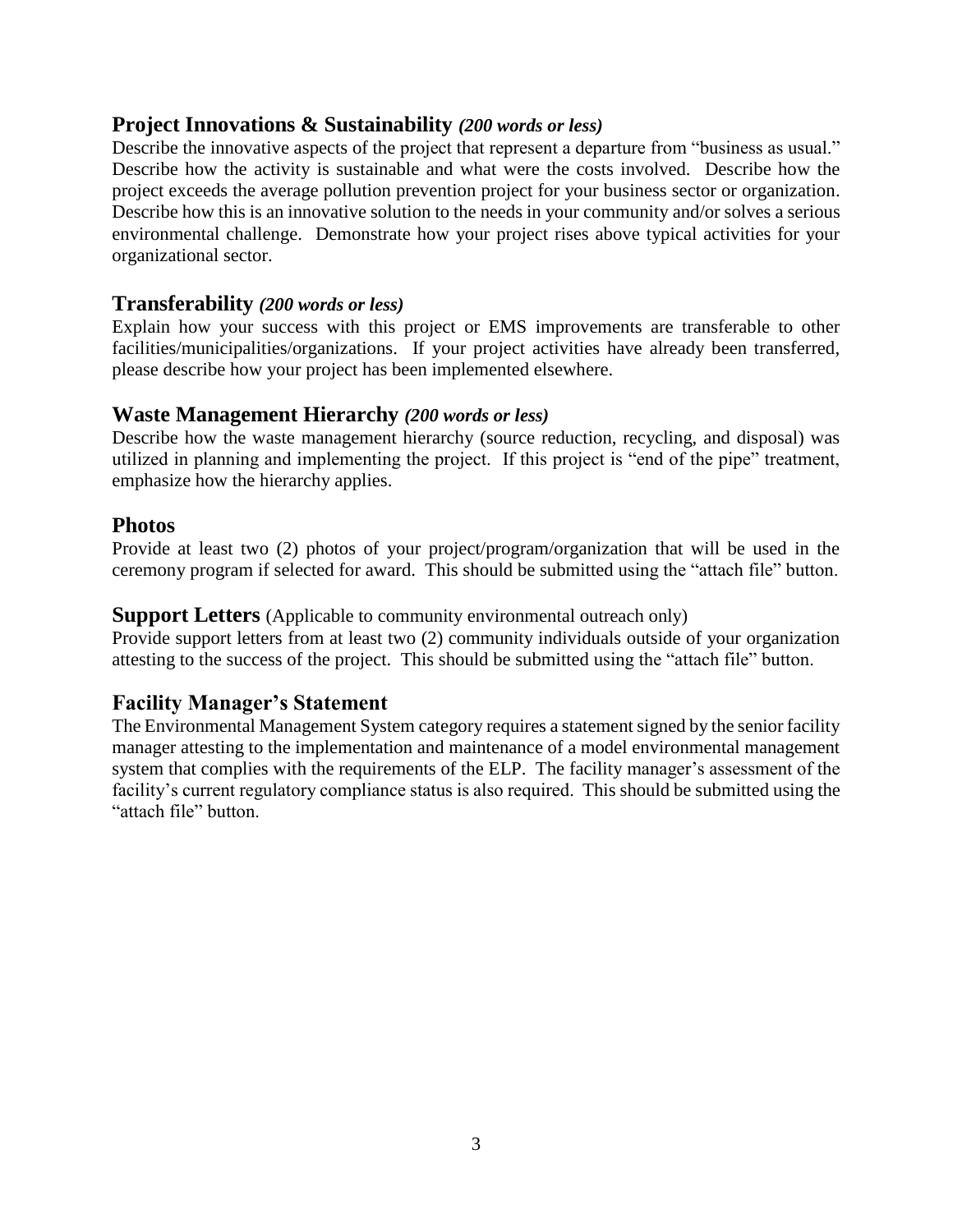## Project Innovations & Sustainability *(200 words or less)*

Describe the innovative aspects of the project that represent a departure from "business as usual." Describe how the activity is sustainable and what were the costs involved. Describe how the project exceeds the average pollution prevention project for your business sector or organization. Describe how this is an innovative solution to the needs in your community and/or solves a serious environmental challenge. Demonstrate how your project rises above typical activities for your organizational sector.

## Transferability *(200 words or less)*

Explain how your success with this project or EMS improvements are transferable to other facilities/municipalities/organizations. If your project activities have already been transferred, please describe how your project has been implemented elsewhere.

## Waste Management Hierarchy *(200 words or less)*

Describe how the waste management hierarchy (source reduction, recycling, and disposal) was utilized in planning and implementing the project. If this project is "end of the pipe" treatment, emphasize how the hierarchy applies.

## Photos

Provide at least two (2) photos of your project/program/organization that will be used in the ceremony program if selected for award. This should be submitted using the "attach file" button.

## Support Letters (Applicable to community environmental outreach only)

Provide support letters from at least two (2) community individuals outside of your organization attesting to the success of the project. This should be submitted using the "attach file" button.

## Facility Manager's Statement

The Environmental Management System category requires a statement signed by the senior facility manager attesting to the implementation and maintenance of a model environmental management system that complies with the requirements of the ELP. The facility manager's assessment of the facility's current regulatory compliance status is also required. This should be submitted using the "attach file" button.